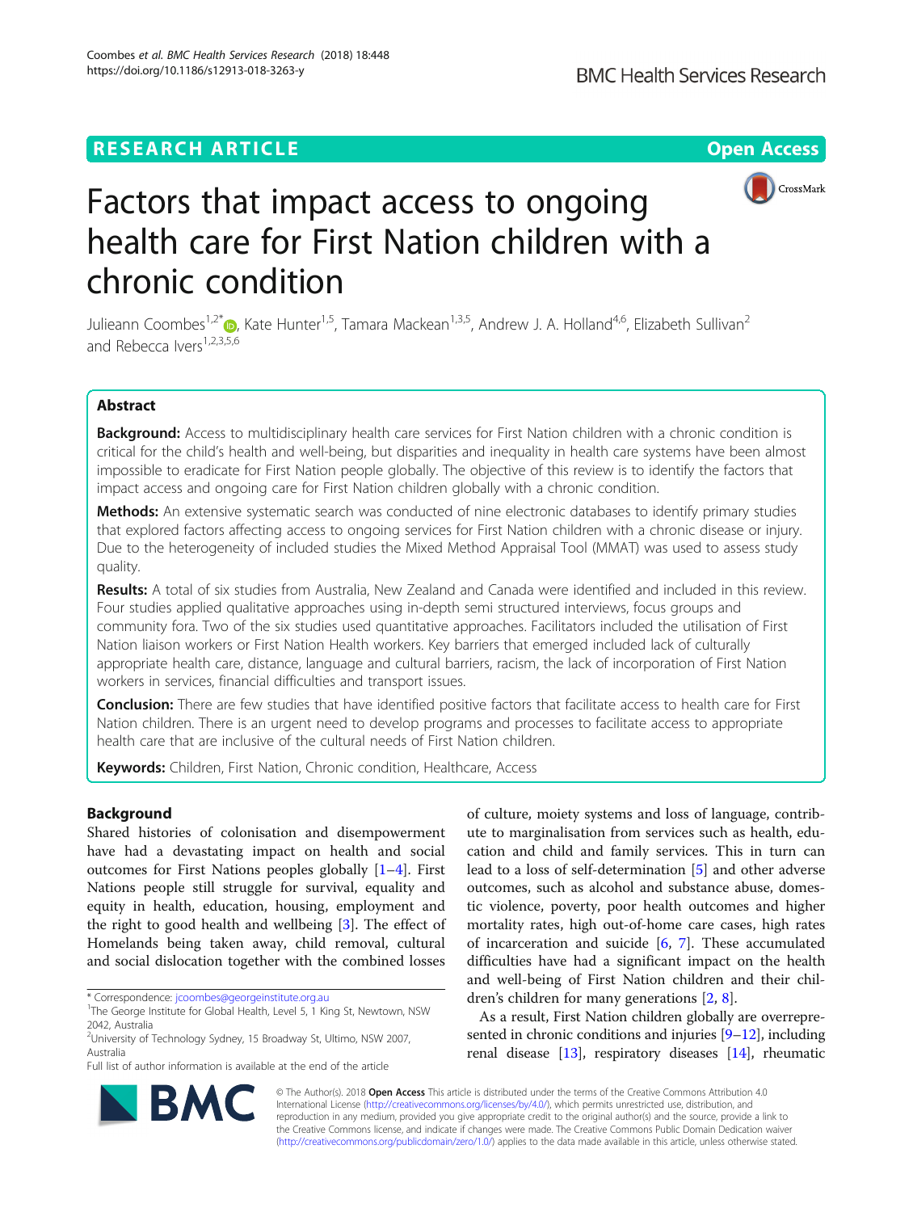RESEARCH ARTICLE

Open Access

# Factors that impact access to ongoing health care for First Nation children with a chronic condition

Julieann Coombes[1,2*], Kate Hunter[1,5], Tamara Mackean[1,3,5], Andrew J. A. Holland[4,6], Elizabeth Sullivan[2] and Rebecca Ivers[1,2,3,5,6]

## Abstract

**Background:** Access to multidisciplinary health care services for First Nation children with a chronic condition is critical for the child's health and well-being, but disparities and inequality in health care systems have been almost impossible to eradicate for First Nation people globally. The objective of this review is to identify the factors that impact access and ongoing care for First Nation children globally with a chronic condition.

**Methods:** An extensive systematic search was conducted of nine electronic databases to identify primary studies that explored factors affecting access to ongoing services for First Nation children with a chronic disease or injury. Due to the heterogeneity of included studies the Mixed Method Appraisal Tool (MMAT) was used to assess study quality.

**Results:** A total of six studies from Australia, New Zealand and Canada were identified and included in this review. Four studies applied qualitative approaches using in-depth semi structured interviews, focus groups and community fora. Two of the six studies used quantitative approaches. Facilitators included the utilisation of First Nation liaison workers or First Nation Health workers. Key barriers that emerged included lack of culturally appropriate health care, distance, language and cultural barriers, racism, the lack of incorporation of First Nation workers in services, financial difficulties and transport issues.

**Conclusion:** There are few studies that have identified positive factors that facilitate access to health care for First Nation children. There is an urgent need to develop programs and processes to facilitate access to appropriate health care that are inclusive of the cultural needs of First Nation children.

**Keywords:** Children, First Nation, Chronic condition, Healthcare, Access

## Background

Shared histories of colonisation and disempowerment have had a devastating impact on health and social outcomes for First Nations peoples globally [1–4]. First Nations people still struggle for survival, equality and equity in health, education, housing, employment and the right to good health and wellbeing [3]. The effect of Homelands being taken away, child removal, cultural and social dislocation together with the combined losses of culture, moiety systems and loss of language, contribute to marginalisation from services such as health, education and child and family services. This in turn can lead to a loss of self-determination [5] and other adverse outcomes, such as alcohol and substance abuse, domestic violence, poverty, poor health outcomes and higher mortality rates, high out-of-home care cases, high rates of incarceration and suicide [6, 7]. These accumulated difficulties have had a significant impact on the health and well-being of First Nation children and their children's children for many generations [2, 8].

As a result, First Nation children globally are overrepresented in chronic conditions and injuries [9–12], including renal disease [13], respiratory diseases [14], rheumatic

\* Correspondence: jcoombes@georgeinstitute.org.au

[1]The George Institute for Global Health, Level 5, 1 King St, Newtown, NSW 2042, Australia

[2]University of Technology Sydney, 15 Broadway St, Ultimo, NSW 2007, Australia

Full list of author information is available at the end of the article

© The Author(s). 2018 **Open Access** This article is distributed under the terms of the Creative Commons Attribution 4.0 International License (http://creativecommons.org/licenses/by/4.0/), which permits unrestricted use, distribution, and reproduction in any medium, provided you give appropriate credit to the original author(s) and the source, provide a link to the Creative Commons license, and indicate if changes were made. The Creative Commons Public Domain Dedication waiver (http://creativecommons.org/publicdomain/zero/1.0/) applies to the data made available in this article, unless otherwise stated.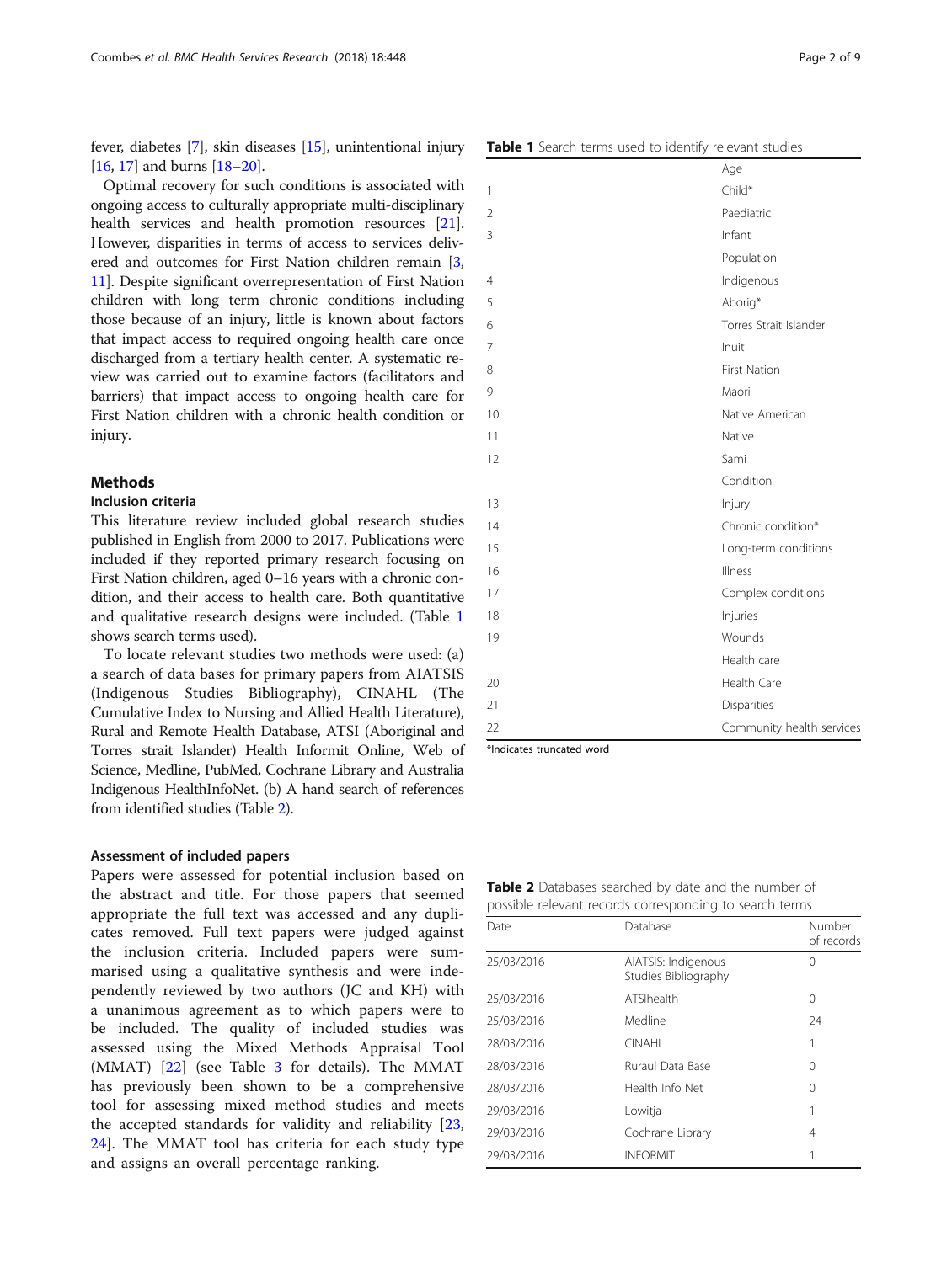fever, diabetes [7], skin diseases [15], unintentional injury [16, 17] and burns [18–20].

Optimal recovery for such conditions is associated with ongoing access to culturally appropriate multi-disciplinary health services and health promotion resources [21]. However, disparities in terms of access to services delivered and outcomes for First Nation children remain [3, 11]. Despite significant overrepresentation of First Nation children with long term chronic conditions including those because of an injury, little is known about factors that impact access to required ongoing health care once discharged from a tertiary health center. A systematic review was carried out to examine factors (facilitators and barriers) that impact access to ongoing health care for First Nation children with a chronic health condition or injury.

## Methods

### Inclusion criteria

This literature review included global research studies published in English from 2000 to 2017. Publications were included if they reported primary research focusing on First Nation children, aged 0–16 years with a chronic condition, and their access to health care. Both quantitative and qualitative research designs were included. (Table 1 shows search terms used).

To locate relevant studies two methods were used: (a) a search of data bases for primary papers from AIATSIS (Indigenous Studies Bibliography), CINAHL (The Cumulative Index to Nursing and Allied Health Literature), Rural and Remote Health Database, ATSI (Aboriginal and Torres strait Islander) Health Informit Online, Web of Science, Medline, PubMed, Cochrane Library and Australia Indigenous HealthInfoNet. (b) A hand search of references from identified studies (Table 2).

### Assessment of included papers

Papers were assessed for potential inclusion based on the abstract and title. For those papers that seemed appropriate the full text was accessed and any duplicates removed. Full text papers were judged against the inclusion criteria. Included papers were summarised using a qualitative synthesis and were independently reviewed by two authors (JC and KH) with a unanimous agreement as to which papers were to be included. The quality of included studies was assessed using the Mixed Methods Appraisal Tool (MMAT) [22] (see Table 3 for details). The MMAT has previously been shown to be a comprehensive tool for assessing mixed method studies and meets the accepted standards for validity and reliability [23, 24]. The MMAT tool has criteria for each study type and assigns an overall percentage ranking.

**Table 1** Search terms used to identify relevant studies

| | Age |
|---|---|
| 1 | Child* |
| 2 | Paediatric |
| 3 | Infant |
| | Population |
| 4 | Indigenous |
| 5 | Aborig* |
| 6 | Torres Strait Islander |
| 7 | Inuit |
| 8 | First Nation |
| 9 | Maori |
| 10 | Native American |
| 11 | Native |
| 12 | Sami |
| | Condition |
| 13 | Injury |
| 14 | Chronic condition* |
| 15 | Long-term conditions |
| 16 | Illness |
| 17 | Complex conditions |
| 18 | Injuries |
| 19 | Wounds |
| | Health care |
| 20 | Health Care |
| 21 | Disparities |
| 22 | Community health services |

*Indicates truncated word

**Table 2** Databases searched by date and the number of possible relevant records corresponding to search terms

| Date | Database | Number of records |
|---|---|---|
| 25/03/2016 | AIATSIS: Indigenous Studies Bibliography | 0 |
| 25/03/2016 | ATSIhealth | 0 |
| 25/03/2016 | Medline | 24 |
| 28/03/2016 | CINAHL | 1 |
| 28/03/2016 | Huraul Data Base | 0 |
| 28/03/2016 | Health Info Net | 0 |
| 29/03/2016 | Lowitja | 1 |
| 29/03/2016 | Cochrane Library | 4 |
| 29/03/2016 | INFORMIT | 1 |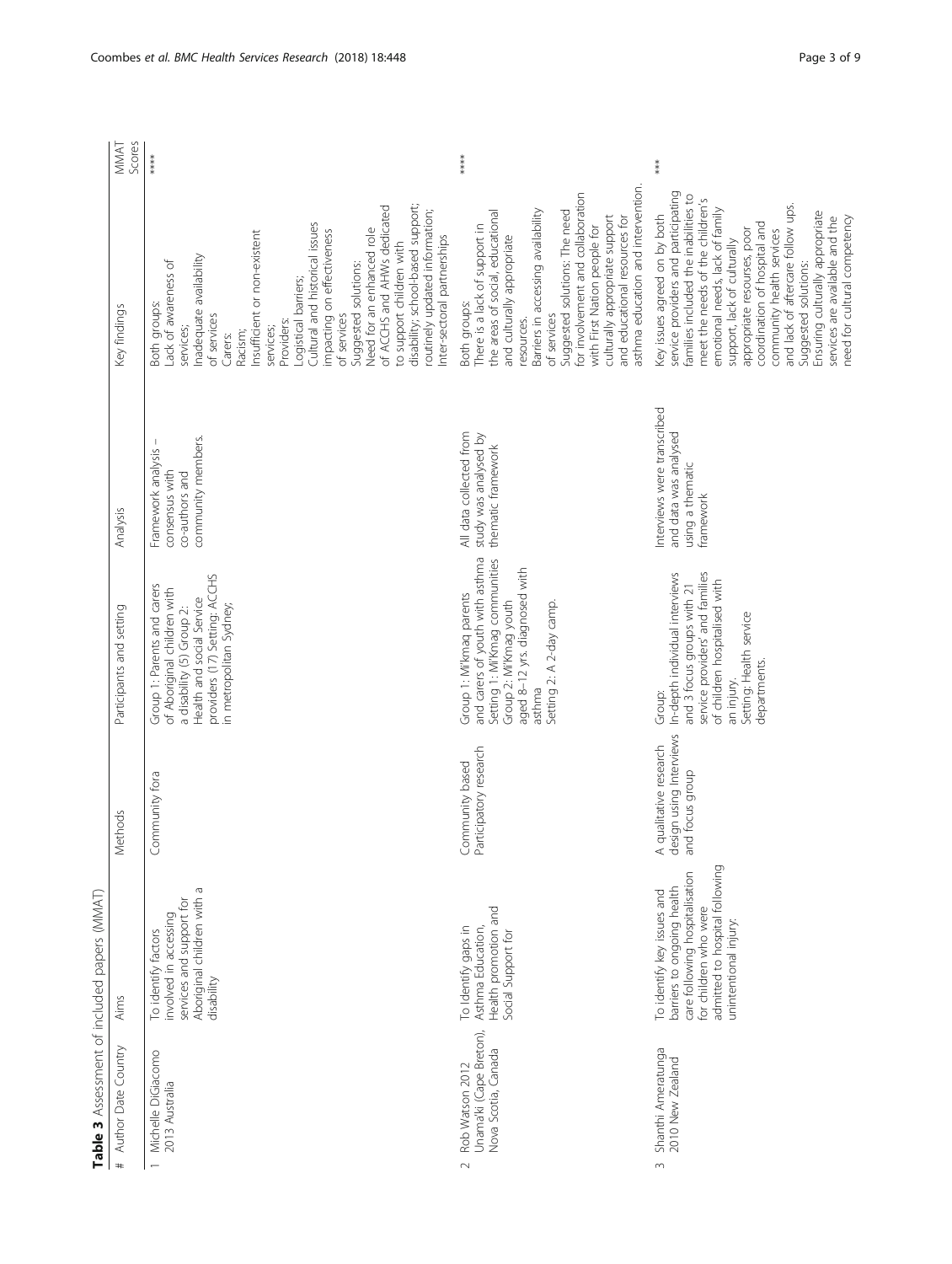**Table 3** Assessment of included papers (MMAT)

| # | Author Date Country | Aims | Methods | Participants and setting | Analysis | Key findings | MMAT Scores |
|---|---|---|---|---|---|---|---|
| 1 | Michelle DiGiacomo 2013 Australia | To identify factors involved in accessing services and support for Aboriginal children with a disability | Community fora | Group 1: Parents and carers of Aboriginal children with a disability (5) Group 2: Health and social Service providers (17) Setting: ACCHS in metropolitan Sydney; | Framework analysis – consensus with co-authors and community members. | Both groups: Lack of awareness of services; Inadequate availability of services Carers: Racism; Insufficient or non-existent services; Providers: Logistical barriers; Cultural and historical issues impacting on effectiveness of services Suggested solutions: Need for an enhanced role of ACCHS and AHWs dedicated to support children with disability; school-based support; routinely updated information; Inter-sectoral partnerships | **** |
| 2 | Rob Watson 2012 Unama'ki (Cape Breton), Nova Scotia, Canada | To Identify gaps in Asthma Education, Health promotion and Social Support for | Community based Participatory research | Group 1: Mi'kmaq parents and carers of youth with asthma Setting 1: Mi'Kmaq communities Group 2: Mi'Kmaq youth aged 8–12 yrs. diagnosed with asthma Setting 2: A 2-day camp. | All data collected from study was analysed by thematic framework | Both groups: There is a lack of support in the areas of social, educational and culturally appropriate resources. Barriers in accessing availability of services Suggested solutions: The need for involvement and collaboration with First Nation people for culturally appropriate support and educational resources for asthma education and intervention. | **** |
| 3 | Shanthi Ameratunga 2010 New Zealand | To identify key issues and barriers to ongoing health care following hospitalisation for children who were admitted to hospital following unintentional injury. | A qualitative research design using Interviews and focus group | Group: In-depth individual interviews and 3 focus groups with 21 service providers' and families of children hospitalised with an injury. Setting: Health service departments. | Interviews were transcribed and data was analysed using a thematic framework | Key issues agreed on by both service providers and participating families included the inabilities to meet the needs of the children's emotional needs, lack of family support, lack of culturally appropriate resourses, poor coordination of hospital and community health services and lack of aftercare follow ups. Suggested solutions: Ensuring culturally appropriate services are available and the need for cultural competency | *** |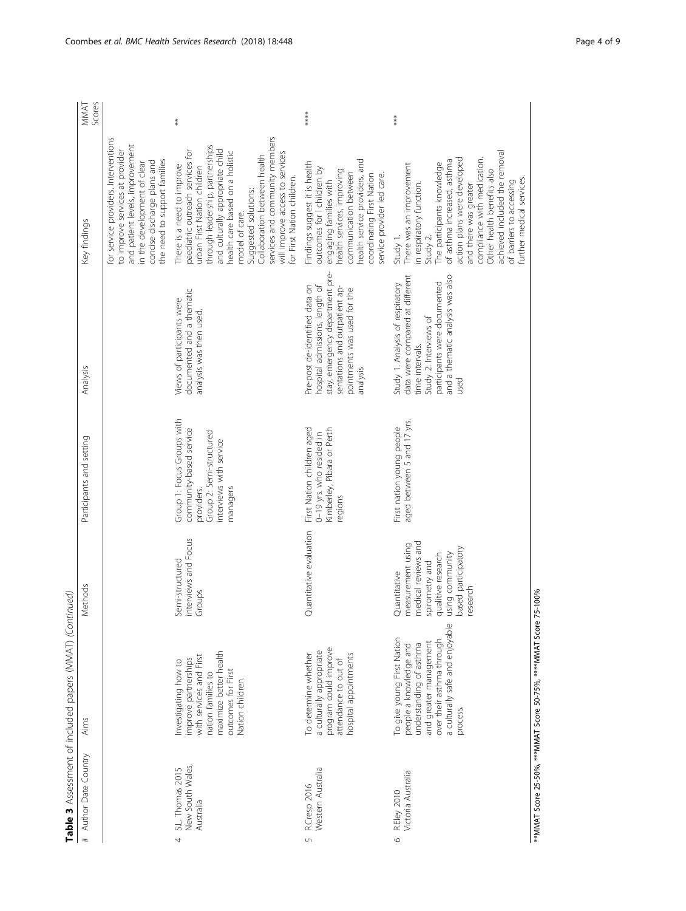**Table 3** Assessment of included papers (MMAT) *(Continued)*

| # | Author Date Country | Aims | Methods | Participants and setting | Analysis | Key findings | MMAT Scores |
|---|---|---|---|---|---|---|---|
| | | | | | | for service providers. Interventions to improve services at provider and patient levels, improvement in the development of clear concise discharge plans and the need to support families | |
| 4 | S.L. Thomas 2015 New South Wales, Australia | Investigating how to improve partnerships with services and First nation families to maximize better health outcomes for First Nation children. | Semi-structured interviews and Focus Groups | Group 1: Focus Groups with community-based service providers. Group 2: Semi-structured interviews with service managers | Views of participants were documented and a thematic analysis was then used. | There is a need to improve paediatric outreach services for urban First Nation children through leadership, partnerships and culturally appropriate child health care based on a holistic model of care. Suggested solutions: Collaboration between health services and community members will improve access to services for First Nation children. | ** |
| 5 | R.Cresp 2016 Western Australia | To determine whether a culturally appropriate program could improve attendance to out of hospital appointments | Quantitative evaluation | First Nation children aged 0–19 yrs. who resided in Kimberley, Pibara or Perth regions | Pre-post de-identified data on hospital admissions, length of stay, emergency department presentations and outpatient appointments was used for the analysis | Findings suggest it is health outcomes for I children by engaging families with health services, improving communication between health service providers, and coordinating First Nation service provider led care. | **** |
| 6 | R.Eley 2010 Victoria Australia | To give young First Nation people a knowledge and understanding of asthma and greater management over their asthma through a culturally safe and enjoyable process. | Quantitative measurement using medical reviews and spirometry and qualitative research using community based participatory research | First nation young people aged between 5 and 17 yrs. | Study 1. Analysis of respiratory data were compared at different time intervals. Study 2. Interviews of participants were documented and a thematic analysis was also used | Study 1. There was an improvement in respiratory function. Study 2. The participants knowledge of asthma increased, asthma action plans were developed and there was greater compliance with medication. Other health benefits also achieved included the removal of barriers to accessing further medical services. | *** |

**MMAT Score 25–50%, ***MMAT Score 50–75%, ****MMAT Score 75–100%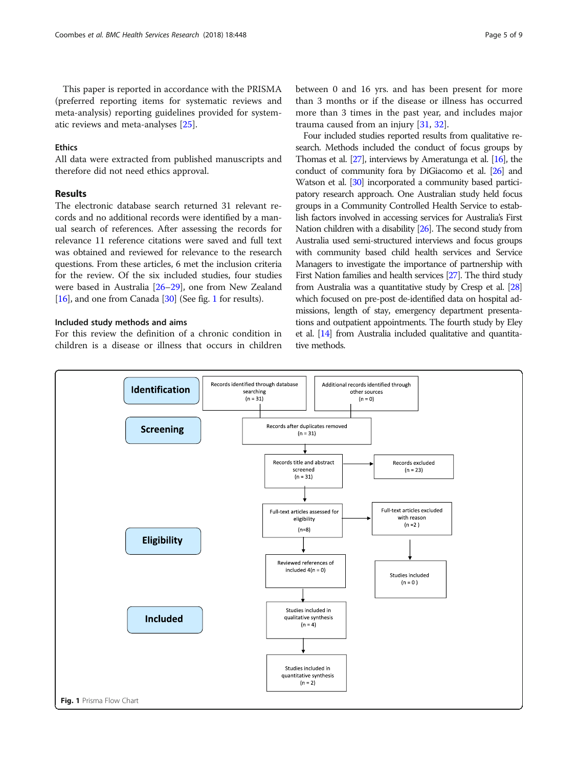This paper is reported in accordance with the PRISMA (preferred reporting items for systematic reviews and meta-analysis) reporting guidelines provided for systematic reviews and meta-analyses [25].

### Ethics

All data were extracted from published manuscripts and therefore did not need ethics approval.

## Results

The electronic database search returned 31 relevant records and no additional records were identified by a manual search of references. After assessing the records for relevance 11 reference citations were saved and full text was obtained and reviewed for relevance to the research questions. From these articles, 6 met the inclusion criteria for the review. Of the six included studies, four studies were based in Australia [26–29], one from New Zealand [16], and one from Canada [30] (See fig. 1 for results).

### Included study methods and aims

For this review the definition of a chronic condition in children is a disease or illness that occurs in children between 0 and 16 yrs. and has been present for more than 3 months or if the disease or illness has occurred more than 3 times in the past year, and includes major trauma caused from an injury [31, 32].

Four included studies reported results from qualitative research. Methods included the conduct of focus groups by Thomas et al. [27], interviews by Ameratunga et al. [16], the conduct of community fora by DiGiacomo et al. [26] and Watson et al. [30] incorporated a community based participatory research approach. One Australian study held focus groups in a Community Controlled Health Service to establish factors involved in accessing services for Australia's First Nation children with a disability [26]. The second study from Australia used semi-structured interviews and focus groups with community based child health services and Service Managers to investigate the importance of partnership with First Nation families and health services [27]. The third study from Australia was a quantitative study by Cresp et al. [28] which focused on pre-post de-identified data on hospital admissions, length of stay, emergency department presentations and outpatient appointments. The fourth study by Eley et al. [14] from Australia included qualitative and quantitative methods.

**Identification**

- Records identified through database searching (n = 31)
- Additional records identified through other sources (n = 0)

**Screening**

- Records after duplicates removed (n = 31)
- Records title and abstract screened (n = 31) → Records excluded (n = 23)

**Eligibility**

- Full-text articles assessed for eligibility (n=8) → Full-text articles excluded with reason (n =2 ) → Studies included (n = 0 )
- Reviewed references of included 4(n = 0)

**Included**

- Studies included in qualitative synthesis (n = 4)
- Studies included in quantitative synthesis (n = 2)

**Fig. 1** Prisma Flow Chart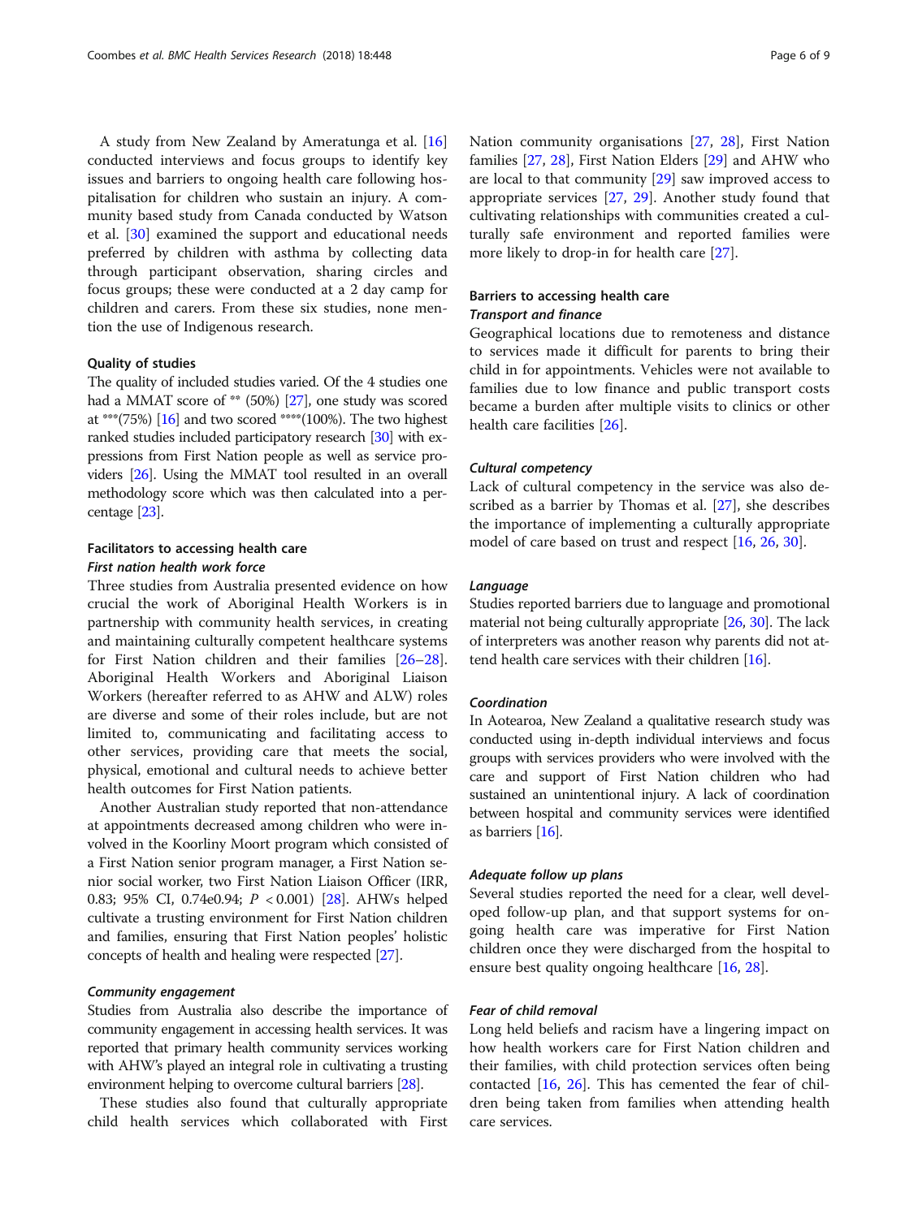A study from New Zealand by Ameratunga et al. [16] conducted interviews and focus groups to identify key issues and barriers to ongoing health care following hospitalisation for children who sustain an injury. A community based study from Canada conducted by Watson et al. [30] examined the support and educational needs preferred by children with asthma by collecting data through participant observation, sharing circles and focus groups; these were conducted at a 2 day camp for children and carers. From these six studies, none mention the use of Indigenous research.

#### Quality of studies

The quality of included studies varied. Of the 4 studies one had a MMAT score of ** (50%) [27], one study was scored at ***(75%) [16] and two scored ****(100%). The two highest ranked studies included participatory research [30] with expressions from First Nation people as well as service providers [26]. Using the MMAT tool resulted in an overall methodology score which was then calculated into a percentage [23].

#### Facilitators to accessing health care

##### *First nation health work force*

Three studies from Australia presented evidence on how crucial the work of Aboriginal Health Workers is in partnership with community health services, in creating and maintaining culturally competent healthcare systems for First Nation children and their families [26–28]. Aboriginal Health Workers and Aboriginal Liaison Workers (hereafter referred to as AHW and ALW) roles are diverse and some of their roles include, but are not limited to, communicating and facilitating access to other services, providing care that meets the social, physical, emotional and cultural needs to achieve better health outcomes for First Nation patients.

Another Australian study reported that non-attendance at appointments decreased among children who were involved in the Koorliny Moort program which consisted of a First Nation senior program manager, a First Nation senior social worker, two First Nation Liaison Officer (IRR, 0.83; 95% CI, 0.74e0.94; $P < 0.001$) [28]. AHWs helped cultivate a trusting environment for First Nation children and families, ensuring that First Nation peoples' holistic concepts of health and healing were respected [27].

##### *Community engagement*

Studies from Australia also describe the importance of community engagement in accessing health services. It was reported that primary health community services working with AHW's played an integral role in cultivating a trusting environment helping to overcome cultural barriers [28].

These studies also found that culturally appropriate child health services which collaborated with First Nation community organisations [27, 28], First Nation families [27, 28], First Nation Elders [29] and AHW who are local to that community [29] saw improved access to appropriate services [27, 29]. Another study found that cultivating relationships with communities created a culturally safe environment and reported families were more likely to drop-in for health care [27].

#### Barriers to accessing health care

##### *Transport and finance*

Geographical locations due to remoteness and distance to services made it difficult for parents to bring their child in for appointments. Vehicles were not available to families due to low finance and public transport costs became a burden after multiple visits to clinics or other health care facilities [26].

##### *Cultural competency*

Lack of cultural competency in the service was also described as a barrier by Thomas et al. [27], she describes the importance of implementing a culturally appropriate model of care based on trust and respect [16, 26, 30].

##### *Language*

Studies reported barriers due to language and promotional material not being culturally appropriate [26, 30]. The lack of interpreters was another reason why parents did not attend health care services with their children [16].

##### *Coordination*

In Aotearoa, New Zealand a qualitative research study was conducted using in-depth individual interviews and focus groups with services providers who were involved with the care and support of First Nation children who had sustained an unintentional injury. A lack of coordination between hospital and community services were identified as barriers [16].

##### *Adequate follow up plans*

Several studies reported the need for a clear, well developed follow-up plan, and that support systems for ongoing health care was imperative for First Nation children once they were discharged from the hospital to ensure best quality ongoing healthcare [16, 28].

##### *Fear of child removal*

Long held beliefs and racism have a lingering impact on how health workers care for First Nation children and their families, with child protection services often being contacted [16, 26]. This has cemented the fear of children being taken from families when attending health care services.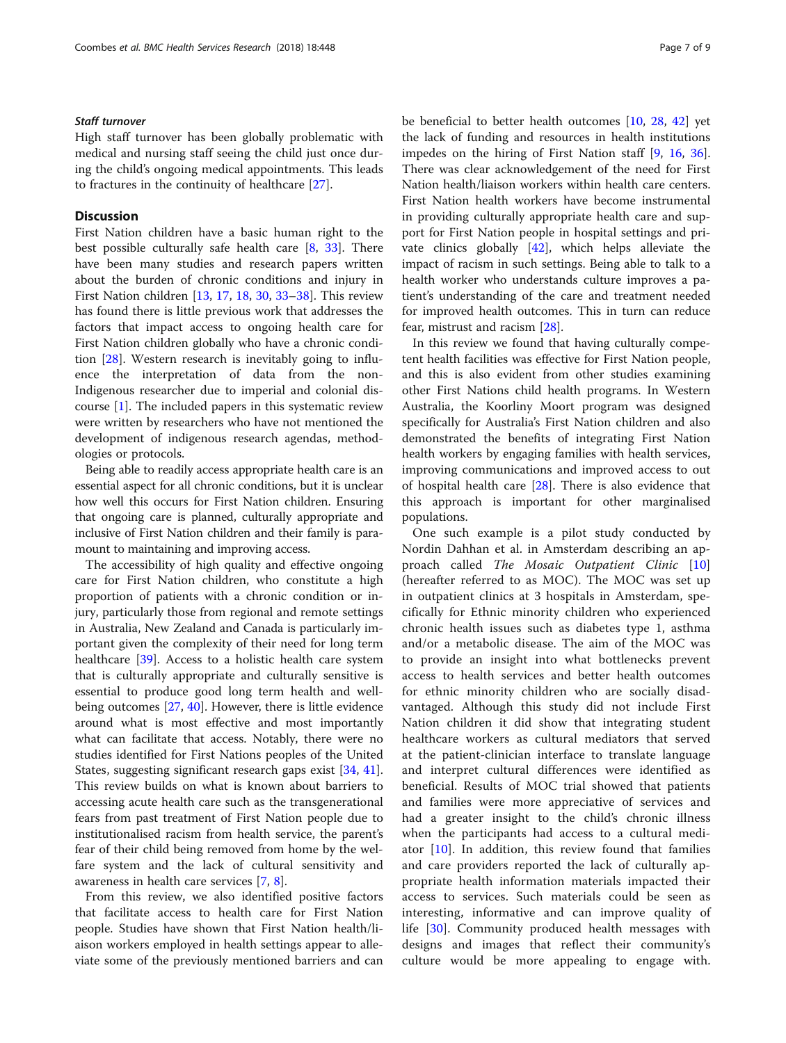### *Staff turnover*

High staff turnover has been globally problematic with medical and nursing staff seeing the child just once during the child's ongoing medical appointments. This leads to fractures in the continuity of healthcare [27].

## Discussion

First Nation children have a basic human right to the best possible culturally safe health care [8, 33]. There have been many studies and research papers written about the burden of chronic conditions and injury in First Nation children [13, 17, 18, 30, 33–38]. This review has found there is little previous work that addresses the factors that impact access to ongoing health care for First Nation children globally who have a chronic condition [28]. Western research is inevitably going to influence the interpretation of data from the non-Indigenous researcher due to imperial and colonial discourse [1]. The included papers in this systematic review were written by researchers who have not mentioned the development of indigenous research agendas, methodologies or protocols.

Being able to readily access appropriate health care is an essential aspect for all chronic conditions, but it is unclear how well this occurs for First Nation children. Ensuring that ongoing care is planned, culturally appropriate and inclusive of First Nation children and their family is paramount to maintaining and improving access.

The accessibility of high quality and effective ongoing care for First Nation children, who constitute a high proportion of patients with a chronic condition or injury, particularly those from regional and remote settings in Australia, New Zealand and Canada is particularly important given the complexity of their need for long term healthcare [39]. Access to a holistic health care system that is culturally appropriate and culturally sensitive is essential to produce good long term health and wellbeing outcomes [27, 40]. However, there is little evidence around what is most effective and most importantly what can facilitate that access. Notably, there were no studies identified for First Nations peoples of the United States, suggesting significant research gaps exist [34, 41]. This review builds on what is known about barriers to accessing acute health care such as the transgenerational fears from past treatment of First Nation people due to institutionalised racism from health service, the parent's fear of their child being removed from home by the welfare system and the lack of cultural sensitivity and awareness in health care services [7, 8].

From this review, we also identified positive factors that facilitate access to health care for First Nation people. Studies have shown that First Nation health/liaison workers employed in health settings appear to alleviate some of the previously mentioned barriers and can be beneficial to better health outcomes [10, 28, 42] yet the lack of funding and resources in health institutions impedes on the hiring of First Nation staff [9, 16, 36]. There was clear acknowledgement of the need for First Nation health/liaison workers within health care centers. First Nation health workers have become instrumental in providing culturally appropriate health care and support for First Nation people in hospital settings and private clinics globally [42], which helps alleviate the impact of racism in such settings. Being able to talk to a health worker who understands culture improves a patient's understanding of the care and treatment needed for improved health outcomes. This in turn can reduce fear, mistrust and racism [28].

In this review we found that having culturally competent health facilities was effective for First Nation people, and this is also evident from other studies examining other First Nations child health programs. In Western Australia, the Koorliny Moort program was designed specifically for Australia's First Nation children and also demonstrated the benefits of integrating First Nation health workers by engaging families with health services, improving communications and improved access to out of hospital health care [28]. There is also evidence that this approach is important for other marginalised populations.

One such example is a pilot study conducted by Nordin Dahhan et al. in Amsterdam describing an approach called *The Mosaic Outpatient Clinic* [10] (hereafter referred to as MOC). The MOC was set up in outpatient clinics at 3 hospitals in Amsterdam, specifically for Ethnic minority children who experienced chronic health issues such as diabetes type 1, asthma and/or a metabolic disease. The aim of the MOC was to provide an insight into what bottlenecks prevent access to health services and better health outcomes for ethnic minority children who are socially disadvantaged. Although this study did not include First Nation children it did show that integrating student healthcare workers as cultural mediators that served at the patient-clinician interface to translate language and interpret cultural differences were identified as beneficial. Results of MOC trial showed that patients and families were more appreciative of services and had a greater insight to the child's chronic illness when the participants had access to a cultural mediator [10]. In addition, this review found that families and care providers reported the lack of culturally appropriate health information materials impacted their access to services. Such materials could be seen as interesting, informative and can improve quality of life [30]. Community produced health messages with designs and images that reflect their community's culture would be more appealing to engage with.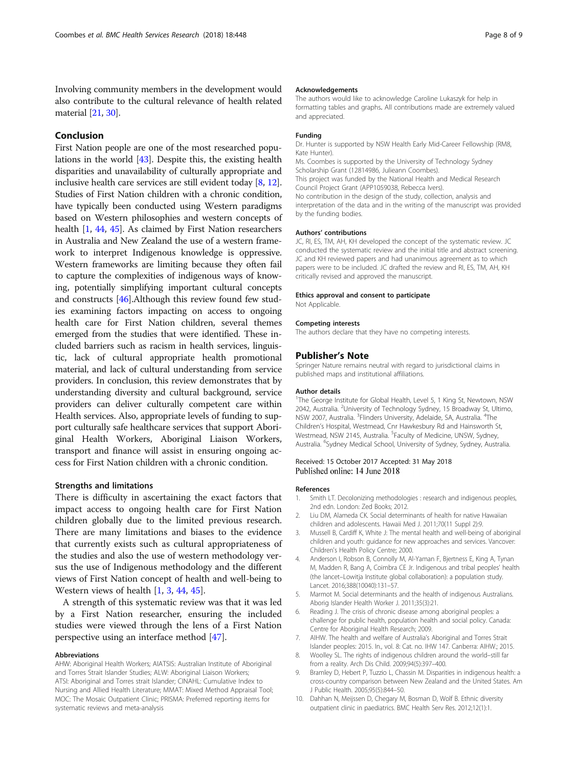Involving community members in the development would also contribute to the cultural relevance of health related material [21, 30].

## Conclusion

First Nation people are one of the most researched populations in the world [43]. Despite this, the existing health disparities and unavailability of culturally appropriate and inclusive health care services are still evident today [8, 12]. Studies of First Nation children with a chronic condition, have typically been conducted using Western paradigms based on Western philosophies and western concepts of health [1, 44, 45]. As claimed by First Nation researchers in Australia and New Zealand the use of a western framework to interpret Indigenous knowledge is oppressive. Western frameworks are limiting because they often fail to capture the complexities of indigenous ways of knowing, potentially simplifying important cultural concepts and constructs [46].Although this review found few studies examining factors impacting on access to ongoing health care for First Nation children, several themes emerged from the studies that were identified. These included barriers such as racism in health services, linguistic, lack of cultural appropriate health promotional material, and lack of cultural understanding from service providers. In conclusion, this review demonstrates that by understanding diversity and cultural background, service providers can deliver culturally competent care within Health services. Also, appropriate levels of funding to support culturally safe healthcare services that support Aboriginal Health Workers, Aboriginal Liaison Workers, transport and finance will assist in ensuring ongoing access for First Nation children with a chronic condition.

### Strengths and limitations

There is difficulty in ascertaining the exact factors that impact access to ongoing health care for First Nation children globally due to the limited previous research. There are many limitations and biases to the evidence that currently exists such as cultural appropriateness of the studies and also the use of western methodology versus the use of Indigenous methodology and the different views of First Nation concept of health and well-being to Western views of health [1, 3, 44, 45].

A strength of this systematic review was that it was led by a First Nation researcher, ensuring the included studies were viewed through the lens of a First Nation perspective using an interface method [47].

#### Abbreviations

AHW: Aboriginal Health Workers; AIATSIS: Australian Institute of Aboriginal and Torres Strait Islander Studies; ALW: Aboriginal Liaison Workers; ATSI: Aboriginal and Torres strait Islander; CINAHL: Cumulative Index to Nursing and Allied Health Literature; MMAT: Mixed Method Appraisal Tool; MOC: The Mosaic Outpatient Clinic; PRISMA: Preferred reporting items for systematic reviews and meta-analysis

#### Acknowledgements

The authors would like to acknowledge Caroline Lukaszyk for help in formatting tables and graphs. All contributions made are extremely valued and appreciated.

#### Funding

Dr. Hunter is supported by NSW Health Early Mid-Career Fellowship (RM8, Kate Hunter).
Ms. Coombes is supported by the University of Technology Sydney Scholarship Grant (12814986, Julieann Coombes).
This project was funded by the National Health and Medical Research Council Project Grant (APP1059038, Rebecca Ivers).
No contribution in the design of the study, collection, analysis and interpretation of the data and in the writing of the manuscript was provided by the funding bodies.

#### Authors' contributions

JC, RI, ES, TM, AH, KH developed the concept of the systematic review. JC conducted the systematic review and the initial title and abstract screening. JC and KH reviewed papers and had unanimous agreement as to which papers were to be included. JC drafted the review and RI, ES, TM, AH, KH critically revised and approved the manuscript.

#### Ethics approval and consent to participate

Not Applicable.

#### Competing interests

The authors declare that they have no competing interests.

### Publisher's Note

Springer Nature remains neutral with regard to jurisdictional claims in published maps and institutional affiliations.

#### Author details

[1]The George Institute for Global Health, Level 5, 1 King St, Newtown, NSW 2042, Australia. [2]University of Technology Sydney, 15 Broadway St, Ultimo, NSW 2007, Australia. [3]Flinders University, Adelaide, SA, Australia. [4]The Children's Hospital, Westmead, Cnr Hawkesbury Rd and Hainsworth St, Westmead, NSW 2145, Australia. [5]Faculty of Medicine, UNSW, Sydney, Australia. [6]Sydney Medical School, University of Sydney, Sydney, Australia.

Received: 15 October 2017 Accepted: 31 May 2018
Published online: 14 June 2018

#### References

1. Smith LT. Decolonizing methodologies : research and indigenous peoples, 2nd edn. London: Zed Books; 2012.
2. Liu DM, Alameda CK. Social determinants of health for native Hawaiian children and adolescents. Hawaii Med J. 2011;70(11 Suppl 2):9.
3. Mussell B, Cardiff K, White J: The mental health and well-being of aboriginal children and youth: guidance for new approaches and services. Vancover: Children's Health Policy Centre; 2000.
4. Anderson I, Robson B, Connolly M, Al-Yaman F, Bjertness E, King A, Tynan M, Madden R, Bang A, Coimbra CE Jr. Indigenous and tribal peoples' health (the lancet–Lowitja Institute global collaboration): a population study. Lancet. 2016;388(10040):131–57.
5. Marmot M. Social determinants and the health of indigenous Australians. Aborig Islander Health Worker J. 2011;35(3):21.
6. Reading J. The crisis of chronic disease among aboriginal peoples: a challenge for public health, population health and social policy. Canada: Centre for Aboriginal Health Research; 2009.
7. AIHW. The health and welfare of Australia's Aboriginal and Torres Strait Islander peoples: 2015. In., vol. 8: Cat. no. IHW 147. Canberra: AIHW.; 2015.
8. Woolley SL. The rights of indigenous children around the world–still far from a reality. Arch Dis Child. 2009;94(5):397–400.
9. Bramley D, Hebert P, Tuzzio L, Chassin M. Disparities in indigenous health: a cross-country comparison between New Zealand and the United States. Am J Public Health. 2005;95(5):844–50.
10. Dahhan N, Meijssen D, Chegary M, Bosman D, Wolf B. Ethnic diversity outpatient clinic in paediatrics. BMC Health Serv Res. 2012;12(1):1.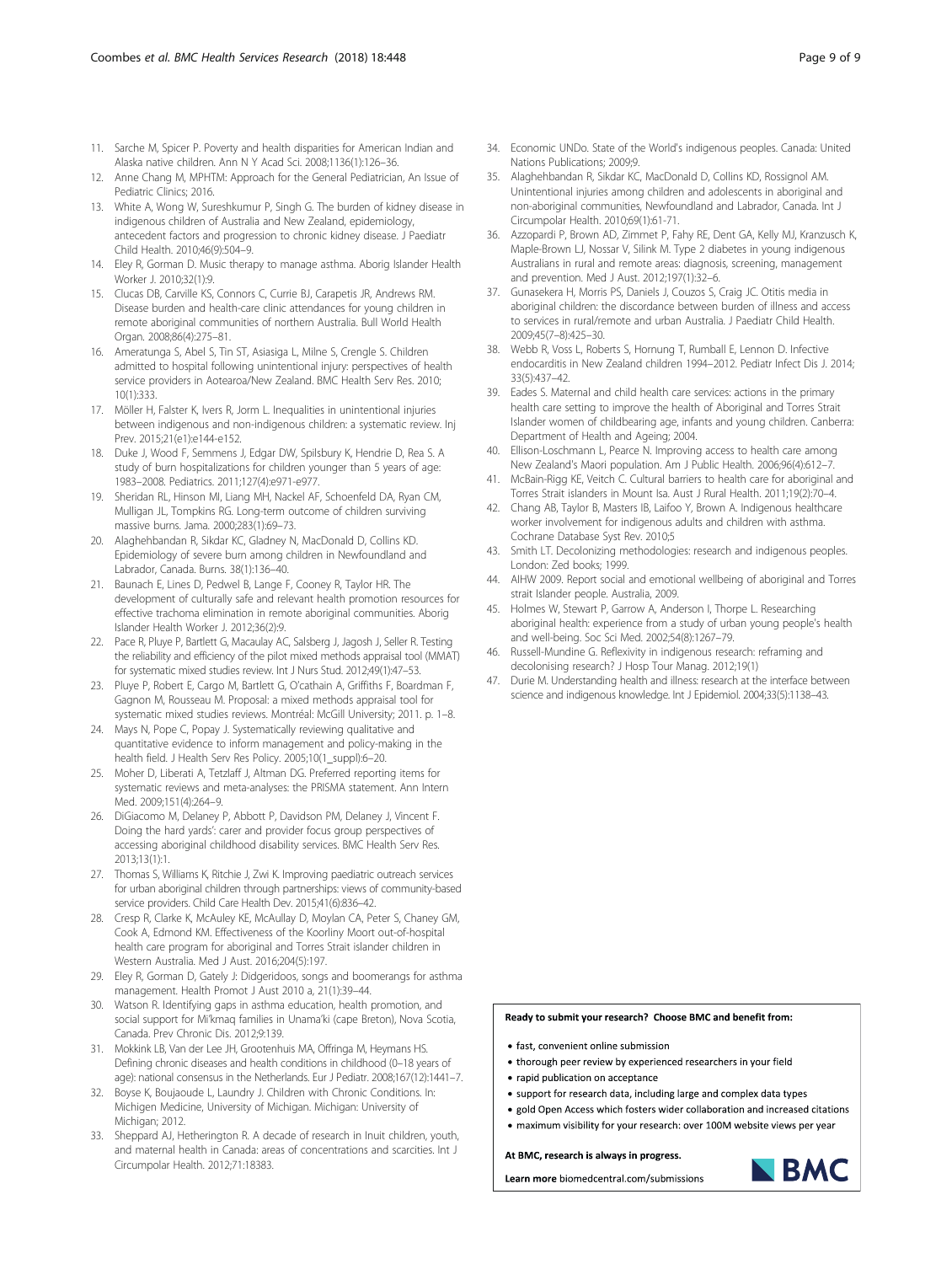11. Sarche M, Spicer P. Poverty and health disparities for American Indian and Alaska native children. Ann N Y Acad Sci. 2008;1136(1):126–36.
12. Anne Chang M, MPHTM: Approach for the General Pediatrician, An Issue of Pediatric Clinics; 2016.
13. White A, Wong W, Sureshkumur P, Singh G. The burden of kidney disease in indigenous children of Australia and New Zealand, epidemiology, antecedent factors and progression to chronic kidney disease. J Paediatr Child Health. 2010;46(9):504–9.
14. Eley R, Gorman D. Music therapy to manage asthma. Aborig Islander Health Worker J. 2010;32(1):9.
15. Clucas DB, Carville KS, Connors C, Currie BJ, Carapetis JR, Andrews RM. Disease burden and health-care clinic attendances for young children in remote aboriginal communities of northern Australia. Bull World Health Organ. 2008;86(4):275–81.
16. Ameratunga S, Abel S, Tin ST, Asiasiga L, Milne S, Crengle S. Children admitted to hospital following unintentional injury: perspectives of health service providers in Aotearoa/New Zealand. BMC Health Serv Res. 2010; 10(1):333.
17. Möller H, Falster K, Ivers R, Jorm L. Inequalities in unintentional injuries between indigenous and non-indigenous children: a systematic review. Inj Prev. 2015;21(e1):e144-e152.
18. Duke J, Wood F, Semmens J, Edgar DW, Spilsbury K, Hendrie D, Rea S. A study of burn hospitalizations for children younger than 5 years of age: 1983–2008. Pediatrics. 2011;127(4):e971-e977.
19. Sheridan RL, Hinson MI, Liang MH, Nackel AF, Schoenfeld DA, Ryan CM, Mulligan JL, Tompkins RG. Long-term outcome of children surviving massive burns. Jama. 2000;283(1):69–73.
20. Alaghehbandan R, Sikdar KC, Gladney N, MacDonald D, Collins KD. Epidemiology of severe burn among children in Newfoundland and Labrador, Canada. Burns. 38(1):136–40.
21. Baunach E, Lines D, Pedwel B, Lange F, Cooney R, Taylor HR. The development of culturally safe and relevant health promotion resources for effective trachoma elimination in remote aboriginal communities. Aborig Islander Health Worker J. 2012;36(2):9.
22. Pace R, Pluye P, Bartlett G, Macaulay AC, Salsberg J, Jagosh J, Seller R. Testing the reliability and efficiency of the pilot mixed methods appraisal tool (MMAT) for systematic mixed studies review. Int J Nurs Stud. 2012;49(1):47–53.
23. Pluye P, Robert E, Cargo M, Bartlett G, O'cathain A, Griffiths F, Boardman F, Gagnon M, Rousseau M. Proposal: a mixed methods appraisal tool for systematic mixed studies reviews. Montréal: McGill University; 2011. p. 1–8.
24. Mays N, Pope C, Popay J. Systematically reviewing qualitative and quantitative evidence to inform management and policy-making in the health field. J Health Serv Res Policy. 2005;10(1_suppl):6–20.
25. Moher D, Liberati A, Tetzlaff J, Altman DG. Preferred reporting items for systematic reviews and meta-analyses: the PRISMA statement. Ann Intern Med. 2009;151(4):264–9.
26. DiGiacomo M, Delaney P, Abbott P, Davidson PM, Delaney J, Vincent F. Doing the hard yards': carer and provider focus group perspectives of accessing aboriginal childhood disability services. BMC Health Serv Res. 2013;13(1):1.
27. Thomas S, Williams K, Ritchie J, Zwi K. Improving paediatric outreach services for urban aboriginal children through partnerships: views of community-based service providers. Child Care Health Dev. 2015;41(6):836–42.
28. Cresp R, Clarke K, McAuley KE, McAullay D, Moylan CA, Peter S, Chaney GM, Cook A, Edmond KM. Effectiveness of the Koorliny Moort out-of-hospital health care program for aboriginal and Torres Strait islander children in Western Australia. Med J Aust. 2016;204(5):197.
29. Eley R, Gorman D, Gately J: Didgeridoos, songs and boomerangs for asthma management. Health Promot J Aust 2010 a, 21(1):39–44.
30. Watson R. Identifying gaps in asthma education, health promotion, and social support for Mi'kmaq families in Unama'ki (cape Breton), Nova Scotia, Canada. Prev Chronic Dis. 2012;9:139.
31. Mokkink LB, Van der Lee JH, Grootenhuis MA, Offringa M, Heymans HS. Defining chronic diseases and health conditions in childhood (0–18 years of age): national consensus in the Netherlands. Eur J Pediatr. 2008;167(12):1441–7.
32. Boyse K, Boujaoude L, Laundry J. Children with Chronic Conditions. In: Michigen Medicine, University of Michigan. Michigan: University of Michigan; 2012.
33. Sheppard AJ, Hetherington R. A decade of research in Inuit children, youth, and maternal health in Canada: areas of concentrations and scarcities. Int J Circumpolar Health. 2012;71:18383.
34. Economic UNDo. State of the World's indigenous peoples. Canada: United Nations Publications; 2009;9.
35. Alaghehbandan R, Sikdar KC, MacDonald D, Collins KD, Rossignol AM. Unintentional injuries among children and adolescents in aboriginal and non-aboriginal communities, Newfoundland and Labrador, Canada. Int J Circumpolar Health. 2010;69(1):61-71.
36. Azzopardi P, Brown AD, Zimmet P, Fahy RE, Dent GA, Kelly MJ, Kranzusch K, Maple-Brown LJ, Nossar V, Silink M. Type 2 diabetes in young indigenous Australians in rural and remote areas: diagnosis, screening, management and prevention. Med J Aust. 2012;197(1):32–6.
37. Gunasekera H, Morris PS, Daniels J, Couzos S, Craig JC. Otitis media in aboriginal children: the discordance between burden of illness and access to services in rural/remote and urban Australia. J Paediatr Child Health. 2009;45(7–8):425–30.
38. Webb R, Voss L, Roberts S, Hornung T, Rumball E, Lennon D. Infective endocarditis in New Zealand children 1994–2012. Pediatr Infect Dis J. 2014; 33(5):437–42.
39. Eades S. Maternal and child health care services: actions in the primary health care setting to improve the health of Aboriginal and Torres Strait Islander women of childbearing age, infants and young children. Canberra: Department of Health and Ageing; 2004.
40. Ellison-Loschmann L, Pearce N. Improving access to health care among New Zealand's Maori population. Am J Public Health. 2006;96(4):612–7.
41. McBain-Rigg KE, Veitch C. Cultural barriers to health care for aboriginal and Torres Strait islanders in Mount Isa. Aust J Rural Health. 2011;19(2):70–4.
42. Chang AB, Taylor B, Masters IB, Laifoo Y, Brown A. Indigenous healthcare worker involvement for indigenous adults and children with asthma. Cochrane Database Syst Rev. 2010;5
43. Smith LT. Decolonizing methodologies: research and indigenous peoples. London: Zed books; 1999.
44. AIHW 2009. Report social and emotional wellbeing of aboriginal and Torres strait Islander people. Australia, 2009.
45. Holmes W, Stewart P, Garrow A, Anderson I, Thorpe L. Researching aboriginal health: experience from a study of urban young people's health and well-being. Soc Sci Med. 2002;54(8):1267–79.
46. Russell-Mundine G. Reflexivity in indigenous research: reframing and decolonising research? J Hosp Tour Manag. 2012;19(1)
47. Durie M. Understanding health and illness: research at the interface between science and indigenous knowledge. Int J Epidemiol. 2004;33(5):1138–43.

**Ready to submit your research? Choose BMC and benefit from:**

- fast, convenient online submission
- thorough peer review by experienced researchers in your field
- rapid publication on acceptance
- support for research data, including large and complex data types
- gold Open Access which fosters wider collaboration and increased citations
- maximum visibility for your research: over 100M website views per year

**At BMC, research is always in progress.**

**Learn more** biomedcentral.com/submissions

BMC